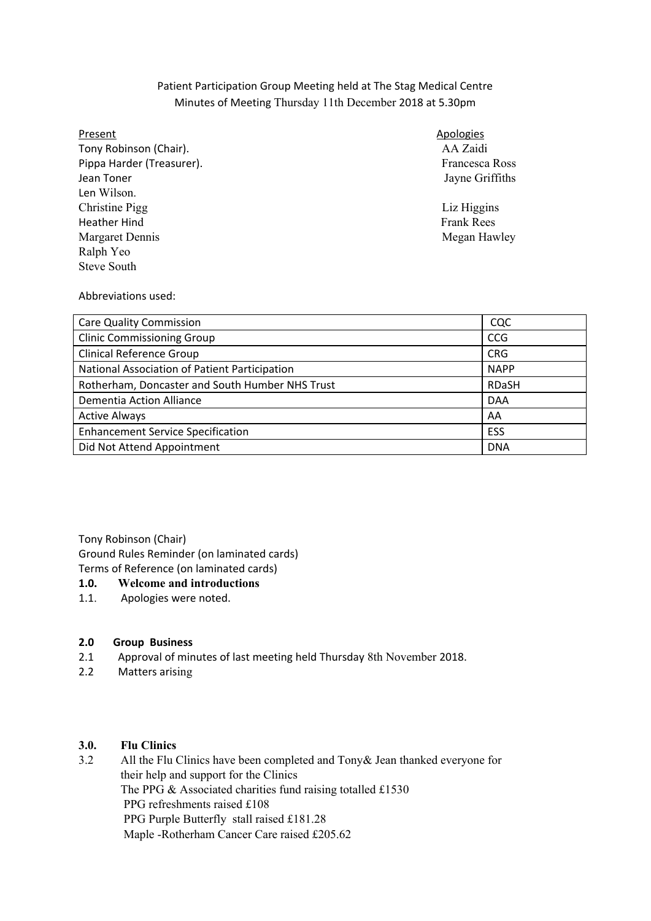Patient Participation Group Meeting held at The Stag Medical Centre
Minutes of Meeting Thursday 11th December 2018 at 5.30pm

| Present | Apologies |
|---|---|
| Tony Robinson (Chair). | AA Zaidi |
| Pippa Harder (Treasurer). | Francesca Ross |
| Jean Toner | Jayne Griffiths |
| Len Wilson. | |
| Christine Pigg | Liz Higgins |
| Heather Hind | Frank Rees |
| Margaret Dennis | Megan Hawley |
| Ralph Yeo | |
| Steve South | |

Abbreviations used:

| | |
|---|---|
| Care Quality Commission | CQC |
| Clinic Commissioning Group | CCG |
| Clinical Reference Group | CRG |
| National Association of Patient Participation | NAPP |
| Rotherham, Doncaster and South Humber NHS Trust | RDaSH |
| Dementia Action Alliance | DAA |
| Active Always | AA |
| Enhancement Service Specification | ESS |
| Did Not Attend Appointment | DNA |

Tony Robinson (Chair)
Ground Rules Reminder (on laminated cards)
Terms of Reference (on laminated cards)

**1.0. Welcome and introductions**

1.1. Apologies were noted.

**2.0 Group Business**

2.1 Approval of minutes of last meeting held Thursday 8th November 2018.

2.2 Matters arising

**3.0. Flu Clinics**

3.2 All the Flu Clinics have been completed and Tony& Jean thanked everyone for their help and support for the Clinics
The PPG & Associated charities fund raising totalled £1530
PPG refreshments raised £108
PPG Purple Butterfly stall raised £181.28
Maple -Rotherham Cancer Care raised £205.62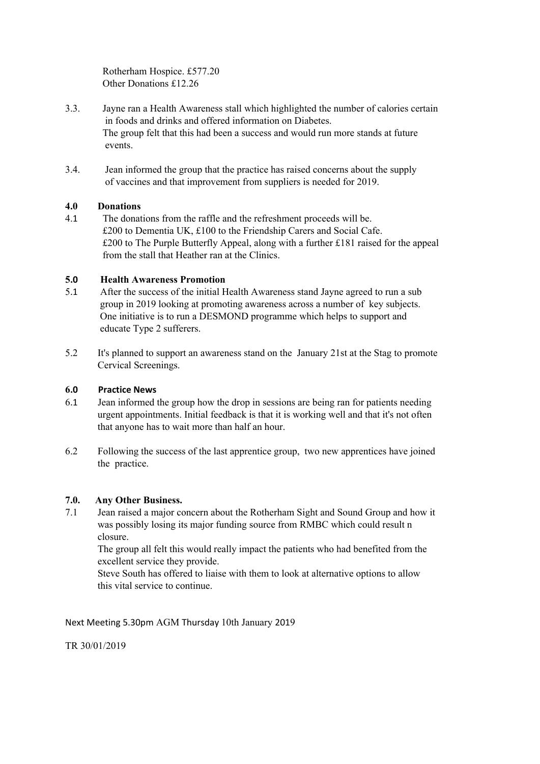Rotherham Hospice. £577.20
Other Donations £12.26

3.3. Jayne ran a Health Awareness stall which highlighted the number of calories certain in foods and drinks and offered information on Diabetes.
The group felt that this had been a success and would run more stands at future events.

3.4. Jean informed the group that the practice has raised concerns about the supply of vaccines and that improvement from suppliers is needed for 2019.

**4.0 Donations**

4.1 The donations from the raffle and the refreshment proceeds will be.
£200 to Dementia UK, £100 to the Friendship Carers and Social Cafe.
£200 to The Purple Butterfly Appeal, along with a further £181 raised for the appeal from the stall that Heather ran at the Clinics.

**5.0 Health Awareness Promotion**

5.1 After the success of the initial Health Awareness stand Jayne agreed to run a sub group in 2019 looking at promoting awareness across a number of key subjects.
One initiative is to run a DESMOND programme which helps to support and educate Type 2 sufferers.

5.2 It's planned to support an awareness stand on the January 21st at the Stag to promote Cervical Screenings.

**6.0 Practice News**

6.1 Jean informed the group how the drop in sessions are being ran for patients needing urgent appointments. Initial feedback is that it is working well and that it's not often that anyone has to wait more than half an hour.

6.2 Following the success of the last apprentice group, two new apprentices have joined the practice.

**7.0. Any Other Business.**

7.1 Jean raised a major concern about the Rotherham Sight and Sound Group and how it was possibly losing its major funding source from RMBC which could result n closure.
The group all felt this would really impact the patients who had benefited from the excellent service they provide.
Steve South has offered to liaise with them to look at alternative options to allow this vital service to continue.

Next Meeting 5.30pm AGM Thursday 10th January 2019

TR 30/01/2019